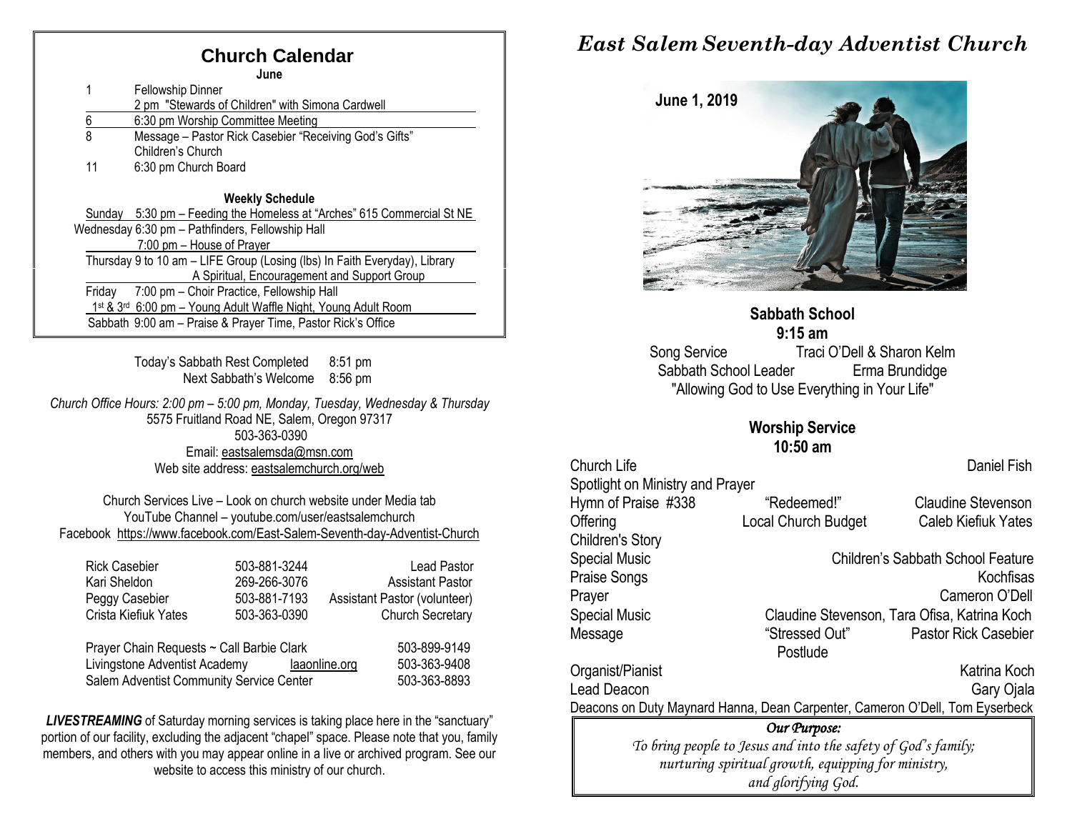## Church Calendar

**June**

| | |
|---|---|
| 1 | Fellowship Dinner<br>2 pm "Stewards of Children" with Simona Cardwell |
| 6 | 6:30 pm Worship Committee Meeting |
| 8 | Message – Pastor Rick Casebier "Receiving God's Gifts"<br>Children's Church |
| 11 | 6:30 pm Church Board |

**Weekly Schedule**

Sunday 5:30 pm – Feeding the Homeless at "Arches" 615 Commercial St NE

Wednesday 6:30 pm – Pathfinders, Fellowship Hall
7:00 pm – House of Prayer

Thursday 9 to 10 am – LIFE Group (Losing (lbs) In Faith Everyday), Library
A Spiritual, Encouragement and Support Group

Friday 7:00 pm – Choir Practice, Fellowship Hall
1st & 3rd 6:00 pm – Young Adult Waffle Night, Young Adult Room

Sabbath 9:00 am – Praise & Prayer Time, Pastor Rick's Office

Today's Sabbath Rest Completed 8:51 pm
Next Sabbath's Welcome 8:56 pm

*Church Office Hours: 2:00 pm – 5:00 pm, Monday, Tuesday, Wednesday & Thursday*
5575 Fruitland Road NE, Salem, Oregon 97317
503-363-0390
Email: eastsalemsda@msn.com
Web site address: eastsalemchurch.org/web

Church Services Live – Look on church website under Media tab
YouTube Channel – youtube.com/user/eastsalemchurch
Facebook https://www.facebook.com/East-Salem-Seventh-day-Adventist-Church

| | | |
|---|---|---|
| Rick Casebier | 503-881-3244 | Lead Pastor |
| Kari Sheldon | 269-266-3076 | Assistant Pastor |
| Peggy Casebier | 503-881-7193 | Assistant Pastor (volunteer) |
| Crista Kiefiuk Yates | 503-363-0390 | Church Secretary |

| | | |
|---|---|---|
| Prayer Chain Requests ~ Call Barbie Clark | | 503-899-9149 |
| Livingstone Adventist Academy | laaonline.org | 503-363-9408 |
| Salem Adventist Community Service Center | | 503-363-8893 |

***LIVESTREAMING*** of Saturday morning services is taking place here in the "sanctuary" portion of our facility, excluding the adjacent "chapel" space. Please note that you, family members, and others with you may appear online in a live or archived program. See our website to access this ministry of our church.

# *East Salem Seventh-day Adventist Church*

**June 1, 2019**

### Sabbath School
**9:15 am**

| | |
|---|---|
| Song Service | Traci O'Dell & Sharon Kelm |
| Sabbath School Leader | Erma Brundidge |

"Allowing God to Use Everything in Your Life"

### Worship Service
**10:50 am**

| | | |
|---|---|---|
| Church Life | | Daniel Fish |
| Spotlight on Ministry and Prayer | | |
| Hymn of Praise #338 | "Redeemed!" | Claudine Stevenson |
| Offering | Local Church Budget | Caleb Kiefiuk Yates |
| Children's Story | | |
| Special Music | | Children's Sabbath School Feature |
| Praise Songs | | Kochfisas |
| Prayer | | Cameron O'Dell |
| Special Music | | Claudine Stevenson, Tara Ofisa, Katrina Koch |
| Message | "Stressed Out" | Pastor Rick Casebier |
| | Postlude | |
| Organist/Pianist | | Katrina Koch |
| Lead Deacon | | Gary Ojala |

Deacons on Duty Maynard Hanna, Dean Carpenter, Cameron O'Dell, Tom Eyserbeck

***Our Purpose:***
*To bring people to Jesus and into the safety of God's family; nurturing spiritual growth, equipping for ministry, and glorifying God.*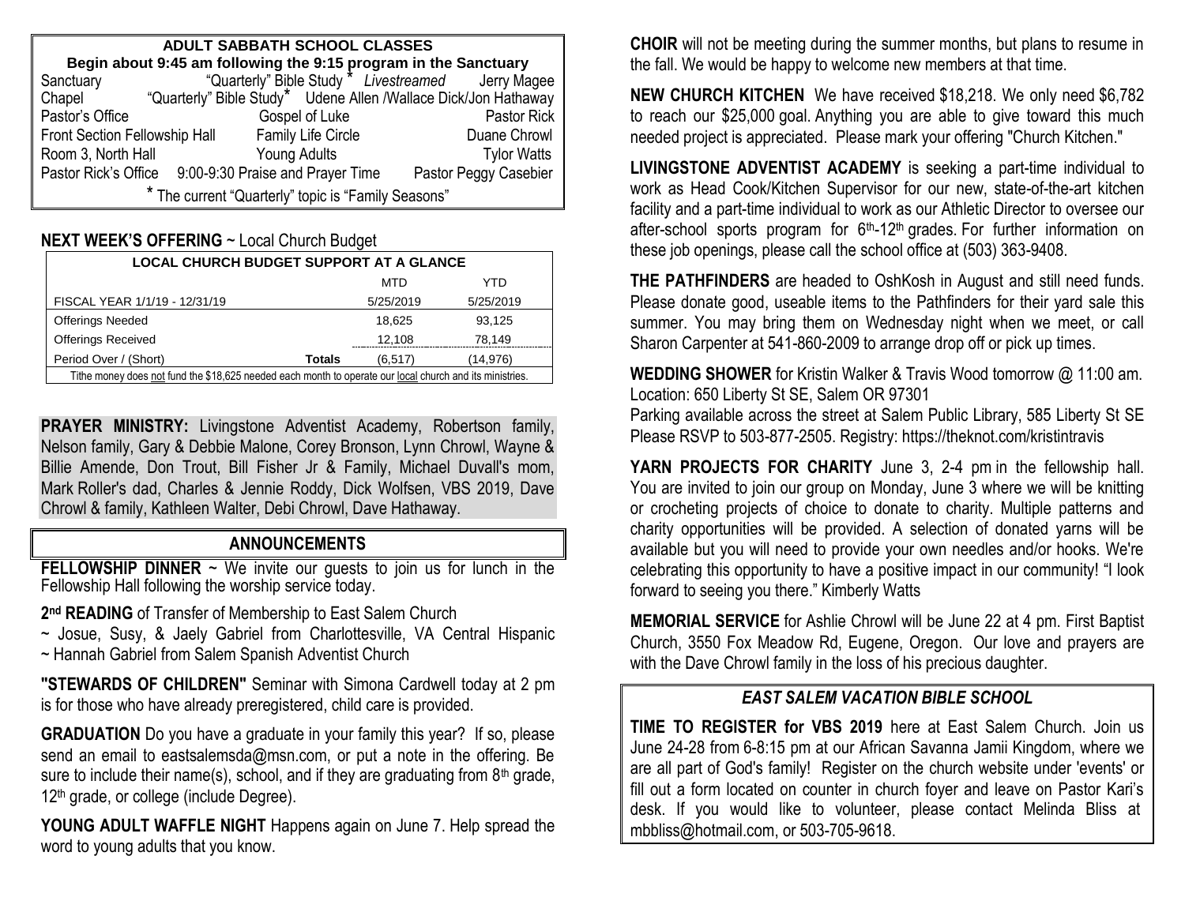## ADULT SABBATH SCHOOL CLASSES

**Begin about 9:45 am following the 9:15 program in the Sanctuary**

| | | |
|---|---|---|
| Sanctuary | "Quarterly" Bible Study * *Livestreamed* | Jerry Magee |
| Chapel | "Quarterly" Bible Study* | Udene Allen /Wallace Dick/Jon Hathaway |
| Pastor's Office | Gospel of Luke | Pastor Rick |
| Front Section Fellowship Hall | Family Life Circle | Duane Chrowl |
| Room 3, North Hall | Young Adults | Tylor Watts |
| Pastor Rick's Office | 9:00-9:30 Praise and Prayer Time | Pastor Peggy Casebier |

* The current "Quarterly" topic is "Family Seasons"

**NEXT WEEK'S OFFERING** ~ Local Church Budget

| LOCAL CHURCH BUDGET SUPPORT AT A GLANCE | | | |
|---|---|---|---|
| | | MTD | YTD |
| FISCAL YEAR 1/1/19 - 12/31/19 | | 5/25/2019 | 5/25/2019 |
| Offerings Needed | | 18,625 | 93,125 |
| Offerings Received | | 12,108 | 78,149 |
| Period Over / (Short) | **Totals** | (6,517) | (14,976) |

Tithe money does not fund the $18,625 needed each month to operate our local church and its ministries.

**PRAYER MINISTRY:** Livingstone Adventist Academy, Robertson family, Nelson family, Gary & Debbie Malone, Corey Bronson, Lynn Chrowl, Wayne & Billie Amende, Don Trout, Bill Fisher Jr & Family, Michael Duvall's mom, Mark Roller's dad, Charles & Jennie Roddy, Dick Wolfsen, VBS 2019, Dave Chrowl & family, Kathleen Walter, Debi Chrowl, Dave Hathaway.

## ANNOUNCEMENTS

**FELLOWSHIP DINNER** ~ We invite our guests to join us for lunch in the Fellowship Hall following the worship service today.

**2nd READING** of Transfer of Membership to East Salem Church
~ Josue, Susy, & Jaely Gabriel from Charlottesville, VA Central Hispanic
~ Hannah Gabriel from Salem Spanish Adventist Church

**"STEWARDS OF CHILDREN"** Seminar with Simona Cardwell today at 2 pm is for those who have already preregistered, child care is provided.

**GRADUATION** Do you have a graduate in your family this year? If so, please send an email to eastsalemsda@msn.com, or put a note in the offering. Be sure to include their name(s), school, and if they are graduating from 8th grade, 12th grade, or college (include Degree).

**YOUNG ADULT WAFFLE NIGHT** Happens again on June 7. Help spread the word to young adults that you know.

**CHOIR** will not be meeting during the summer months, but plans to resume in the fall. We would be happy to welcome new members at that time.

**NEW CHURCH KITCHEN** We have received $18,218. We only need $6,782 to reach our $25,000 goal. Anything you are able to give toward this much needed project is appreciated. Please mark your offering "Church Kitchen."

**LIVINGSTONE ADVENTIST ACADEMY** is seeking a part-time individual to work as Head Cook/Kitchen Supervisor for our new, state-of-the-art kitchen facility and a part-time individual to work as our Athletic Director to oversee our after-school sports program for 6th-12th grades. For further information on these job openings, please call the school office at (503) 363-9408.

**THE PATHFINDERS** are headed to OshKosh in August and still need funds. Please donate good, useable items to the Pathfinders for their yard sale this summer. You may bring them on Wednesday night when we meet, or call Sharon Carpenter at 541-860-2009 to arrange drop off or pick up times.

**WEDDING SHOWER** for Kristin Walker & Travis Wood tomorrow @ 11:00 am. Location: 650 Liberty St SE, Salem OR 97301
Parking available across the street at Salem Public Library, 585 Liberty St SE
Please RSVP to 503-877-2505. Registry: https://theknot.com/kristintravis

**YARN PROJECTS FOR CHARITY** June 3, 2-4 pm in the fellowship hall. You are invited to join our group on Monday, June 3 where we will be knitting or crocheting projects of choice to donate to charity. Multiple patterns and charity opportunities will be provided. A selection of donated yarns will be available but you will need to provide your own needles and/or hooks. We're celebrating this opportunity to have a positive impact in our community! "I look forward to seeing you there." Kimberly Watts

**MEMORIAL SERVICE** for Ashlie Chrowl will be June 22 at 4 pm. First Baptist Church, 3550 Fox Meadow Rd, Eugene, Oregon. Our love and prayers are with the Dave Chrowl family in the loss of his precious daughter.

### *EAST SALEM VACATION BIBLE SCHOOL*

**TIME TO REGISTER for VBS 2019** here at East Salem Church. Join us June 24-28 from 6-8:15 pm at our African Savanna Jamii Kingdom, where we are all part of God's family! Register on the church website under 'events' or fill out a form located on counter in church foyer and leave on Pastor Kari's desk. If you would like to volunteer, please contact Melinda Bliss at mbbliss@hotmail.com, or 503-705-9618.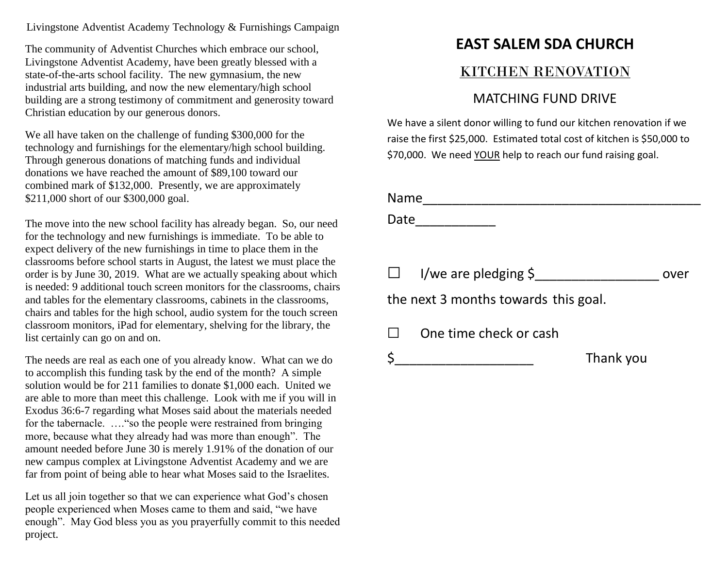Livingstone Adventist Academy Technology & Furnishings Campaign

The community of Adventist Churches which embrace our school, Livingstone Adventist Academy, have been greatly blessed with a state-of-the-arts school facility. The new gymnasium, the new industrial arts building, and now the new elementary/high school building are a strong testimony of commitment and generosity toward Christian education by our generous donors.

We all have taken on the challenge of funding $300,000 for the technology and furnishings for the elementary/high school building. Through generous donations of matching funds and individual donations we have reached the amount of $89,100 toward our combined mark of $132,000. Presently, we are approximately $211,000 short of our $300,000 goal.

The move into the new school facility has already began. So, our need for the technology and new furnishings is immediate. To be able to expect delivery of the new furnishings in time to place them in the classrooms before school starts in August, the latest we must place the order is by June 30, 2019. What are we actually speaking about which is needed: 9 additional touch screen monitors for the classrooms, chairs and tables for the elementary classrooms, cabinets in the classrooms, chairs and tables for the high school, audio system for the touch screen classroom monitors, iPad for elementary, shelving for the library, the list certainly can go on and on.

The needs are real as each one of you already know. What can we do to accomplish this funding task by the end of the month? A simple solution would be for 211 families to donate $1,000 each. United we are able to more than meet this challenge. Look with me if you will in Exodus 36:6-7 regarding what Moses said about the materials needed for the tabernacle. ….“so the people were restrained from bringing more, because what they already had was more than enough”. The amount needed before June 30 is merely 1.91% of the donation of our new campus complex at Livingstone Adventist Academy and we are far from point of being able to hear what Moses said to the Israelites.

Let us all join together so that we can experience what God’s chosen people experienced when Moses came to them and said, “we have enough”. May God bless you as you prayerfully commit to this needed project.

# EAST SALEM SDA CHURCH

## KITCHEN RENOVATION

### MATCHING FUND DRIVE

We have a silent donor willing to fund our kitchen renovation if we raise the first $25,000. Estimated total cost of kitchen is $50,000 to $70,000. We need YOUR help to reach our fund raising goal.

Name_______________________________________

Date___________

☐ I/we are pledging $_________________ over the next 3 months towards this goal.

☐ One time check or cash

$___________________ Thank you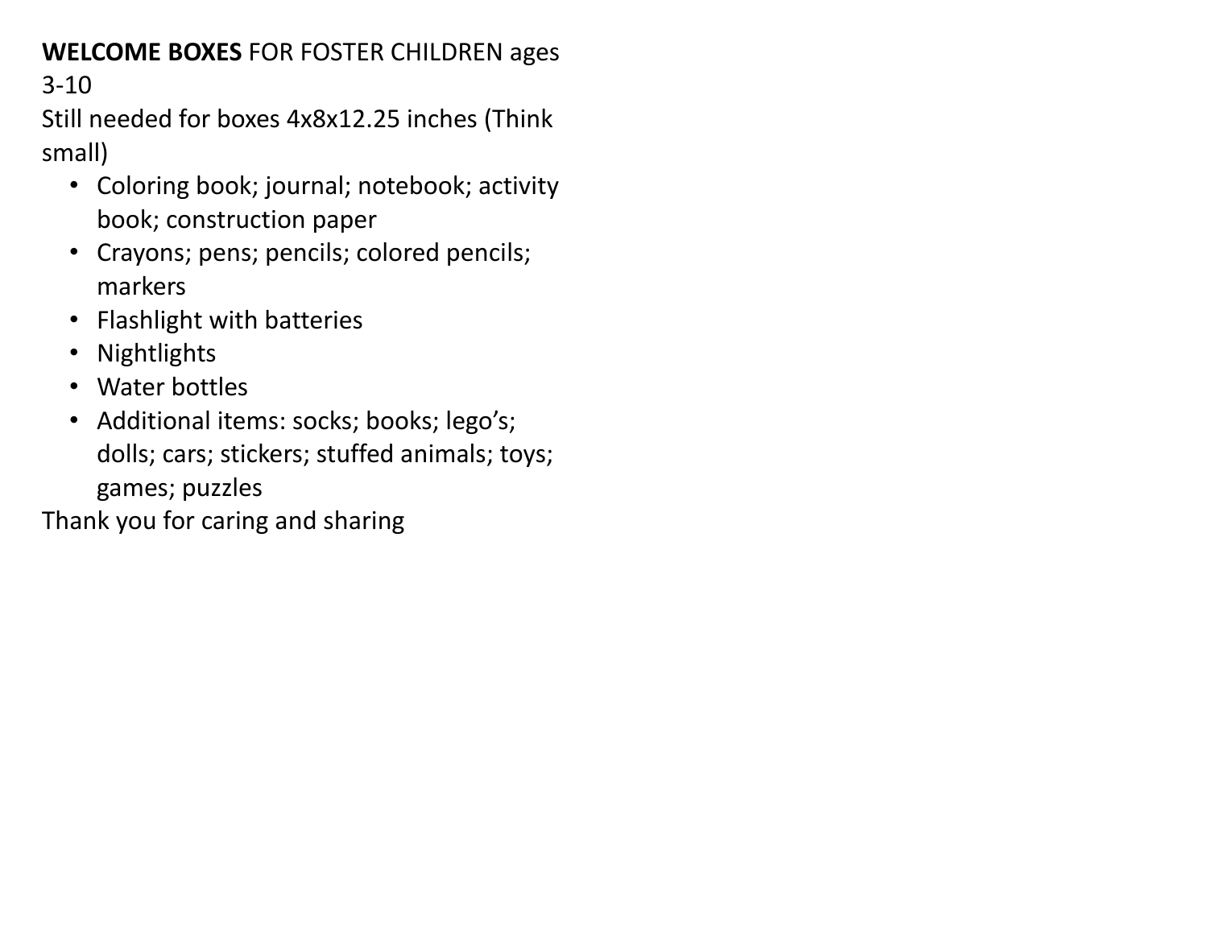**WELCOME BOXES** FOR FOSTER CHILDREN ages 3-10

Still needed for boxes 4x8x12.25 inches (Think small)

- Coloring book; journal; notebook; activity book; construction paper
- Crayons; pens; pencils; colored pencils; markers
- Flashlight with batteries
- Nightlights
- Water bottles
- Additional items: socks; books; lego's; dolls; cars; stickers; stuffed animals; toys; games; puzzles

Thank you for caring and sharing